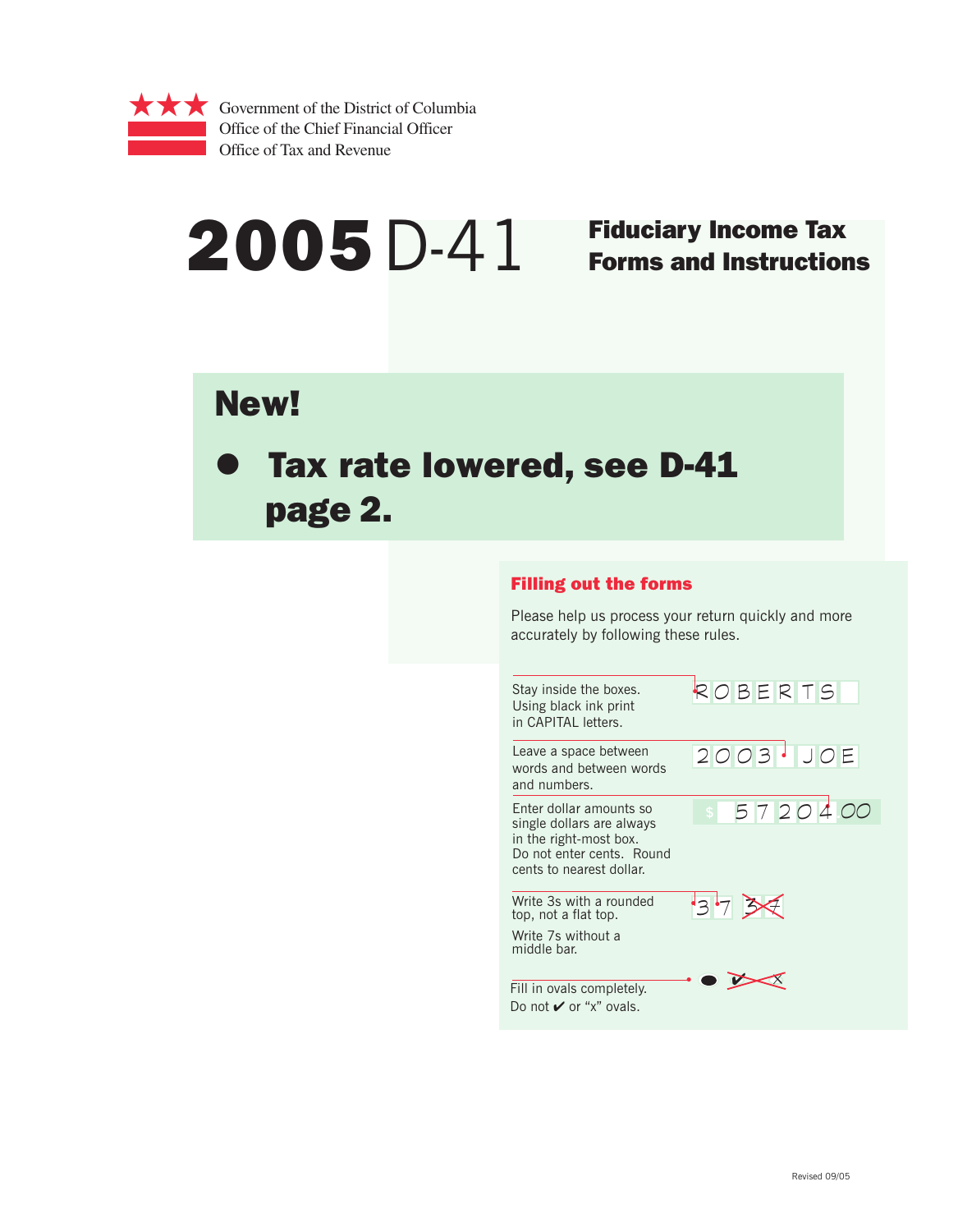Government of the District of Columbia
Office of the Chief Financial Officer
Office of Tax and Revenue

# 2005 D-41 Fiduciary Income Tax Forms and Instructions

## New!

- **Tax rate lowered, see D-41 page 2.**

### Filling out the forms

Please help us process your return quickly and more accurately by following these rules.

Stay inside the boxes. Using black ink print in CAPITAL letters.

ROBERTS

Leave a space between words and between words and numbers.

2003 JOE

Enter dollar amounts so single dollars are always in the right-most box. Do not enter cents. Round cents to nearest dollar.

$ 57204 00

Write 3s with a rounded top, not a flat top.

Write 7s without a middle bar.

3 7

Fill in ovals completely. Do not ✔ or "x" ovals.

Revised 09/05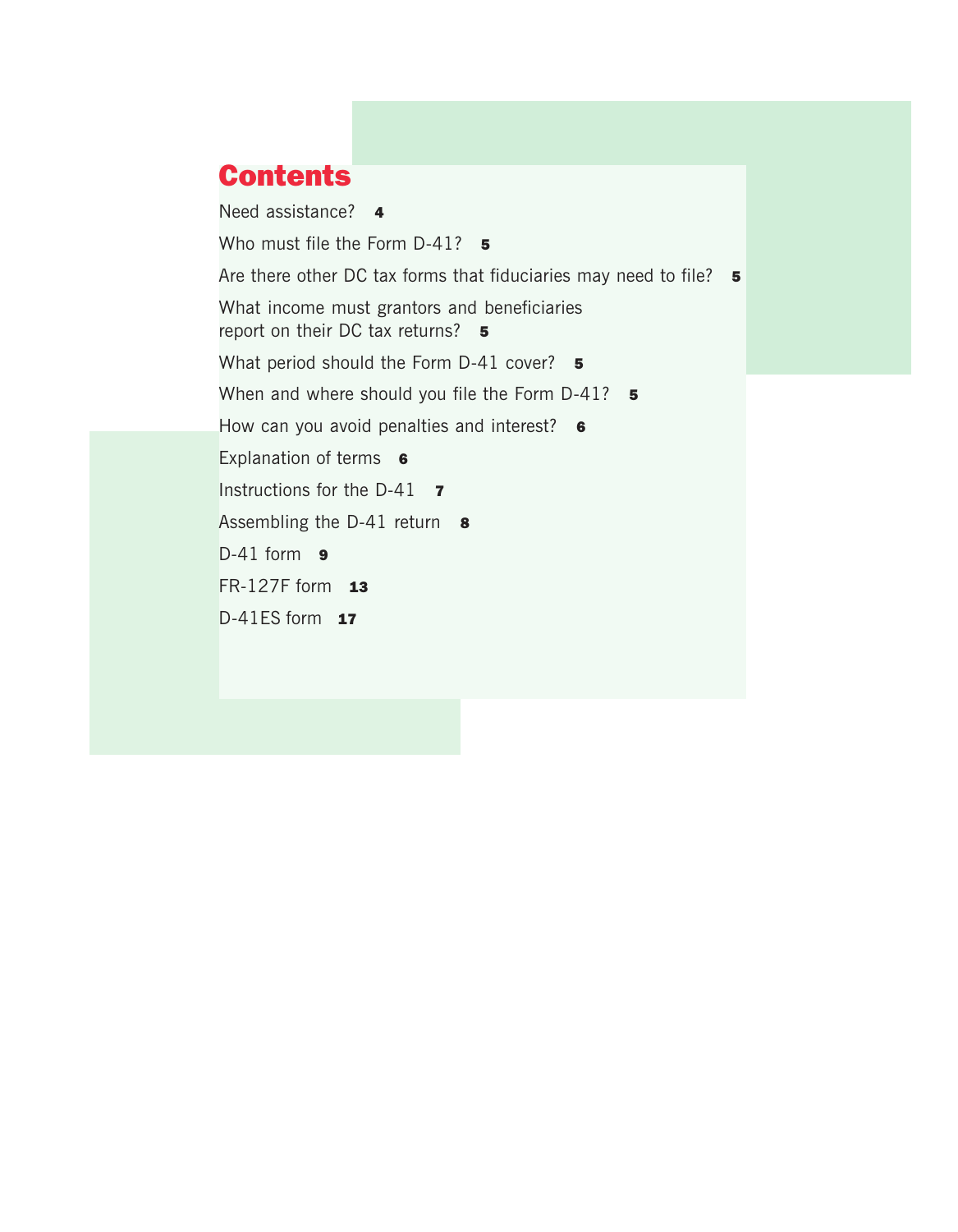# Contents

Need assistance? **4**

Who must file the Form D-41? **5**

Are there other DC tax forms that fiduciaries may need to file? **5**

What income must grantors and beneficiaries report on their DC tax returns? **5**

What period should the Form D-41 cover? **5**

When and where should you file the Form D-41? **5**

How can you avoid penalties and interest? **6**

Explanation of terms **6**

Instructions for the D-41 **7**

Assembling the D-41 return **8**

D-41 form **9**

FR-127F form **13**

D-41ES form **17**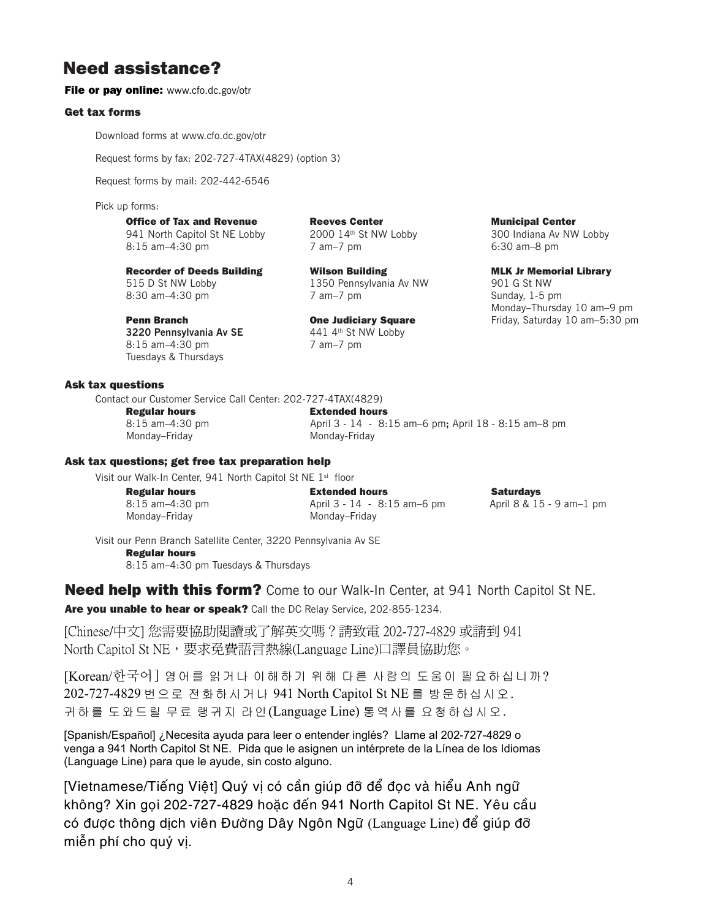# Need assistance?

**File or pay online:** www.cfo.dc.gov/otr

### Get tax forms

Download forms at www.cfo.dc.gov/otr

Request forms by fax: 202-727-4TAX(4829) (option 3)

Request forms by mail: 202-442-6546

Pick up forms:

**Office of Tax and Revenue**
941 North Capitol St NE Lobby
8:15 am–4:30 pm

**Recorder of Deeds Building**
515 D St NW Lobby
8:30 am–4:30 pm

**Penn Branch**
**3220 Pennsylvania Av SE**
8:15 am–4:30 pm
Tuesdays & Thursdays

**Reeves Center**
2000 14th St NW Lobby
7 am–7 pm

**Wilson Building**
1350 Pennsylvania Av NW
7 am–7 pm

**One Judiciary Square**
441 4th St NW Lobby
7 am–7 pm

**Municipal Center**
300 Indiana Av NW Lobby
6:30 am–8 pm

**MLK Jr Memorial Library**
901 G St NW
Sunday, 1-5 pm
Monday–Thursday 10 am–9 pm
Friday, Saturday 10 am–5:30 pm

### Ask tax questions

Contact our Customer Service Call Center: 202-727-4TAX(4829)

**Regular hours**
8:15 am–4:30 pm
Monday–Friday

**Extended hours**
April 3 - 14 - 8:15 am–6 pm; April 18 - 8:15 am–8 pm
Monday-Friday

### Ask tax questions; get free tax preparation help

Visit our Walk-In Center, 941 North Capitol St NE 1st floor

**Regular hours**
8:15 am–4:30 pm
Monday–Friday

**Extended hours**
April 3 - 14 - 8:15 am–6 pm
Monday–Friday

**Saturdays**
April 8 & 15 - 9 am–1 pm

Visit our Penn Branch Satellite Center, 3220 Pennsylvania Av SE

**Regular hours**
8:15 am–4:30 pm Tuesdays & Thursdays

## Need help with this form? Come to our Walk-In Center, at 941 North Capitol St NE.

**Are you unable to hear or speak?** Call the DC Relay Service, 202-855-1234.

[Chinese/中文] 您需要協助閱讀或了解英文嗎？請致電 202-727-4829 或請到 941 North Capitol St NE，要求免費語言熱線(Language Line)口譯員協助您。

[Korean/한국어] 영어를 읽거나 이해하기 위해 다른 사람의 도움이 필요하십니까? 202-727-4829 번으로 전화하시거나 941 North Capitol St NE 를 방문하십시오. 귀하를 도와드릴 무료 랭귀지 라인(Language Line) 통역사를 요청하십시오.

[Spanish/Español] ¿Necesita ayuda para leer o entender inglés? Llame al 202-727-4829 o venga a 941 North Capitol St NE. Pida que le asignen un intérprete de la Línea de los Idiomas (Language Line) para que le ayude, sin costo alguno.

[Vietnamese/Tiếng Việt] Quý vị có cần giúp đỡ để đọc và hiểu Anh ngữ không? Xin gọi 202-727-4829 hoặc đến 941 North Capitol St NE. Yêu cầu có được thông dịch viên Đường Dây Ngôn Ngữ (Language Line) để giúp đỡ miễn phí cho quý vị.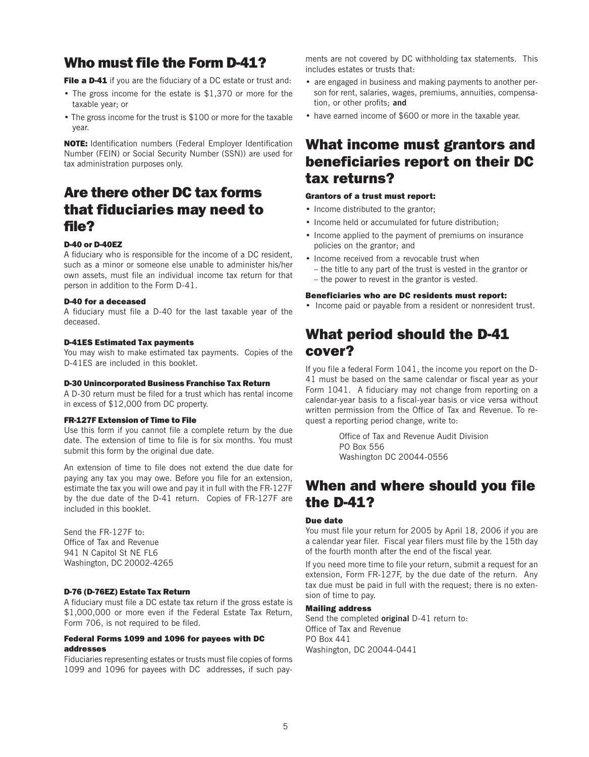## Who must file the Form D-41?

**File a D-41** if you are the fiduciary of a DC estate or trust and:

- The gross income for the estate is $1,370 or more for the taxable year; or
- The gross income for the trust is $100 or more for the taxable year.

**NOTE:** Identification numbers (Federal Employer Identification Number (FEIN) or Social Security Number (SSN)) are used for tax administration purposes only.

## Are there other DC tax forms that fiduciaries may need to file?

#### D-40 or D-40EZ

A fiduciary who is responsible for the income of a DC resident, such as a minor or someone else unable to administer his/her own assets, must file an individual income tax return for that person in addition to the Form D-41.

#### D-40 for a deceased

A fiduciary must file a D-40 for the last taxable year of the deceased.

#### D-41ES Estimated Tax payments

You may wish to make estimated tax payments. Copies of the D-41ES are included in this booklet.

#### D-30 Unincorporated Business Franchise Tax Return

A D-30 return must be filed for a trust which has rental income in excess of $12,000 from DC property.

#### FR-127F Extension of Time to File

Use this form if you cannot file a complete return by the due date. The extension of time to file is for six months. You must submit this form by the original due date.

An extension of time to file does not extend the due date for paying any tax you may owe. Before you file for an extension, estimate the tax you will owe and pay it in full with the FR-127F by the due date of the D-41 return. Copies of FR-127F are included in this booklet.

Send the FR-127F to:
Office of Tax and Revenue
941 N Capitol St NE FL6
Washington, DC 20002-4265

#### D-76 (D-76EZ) Estate Tax Return

A fiduciary must file a DC estate tax return if the gross estate is $1,000,000 or more even if the Federal Estate Tax Return, Form 706, is not required to be filed.

#### Federal Forms 1099 and 1096 for payees with DC addresses

Fiduciaries representing estates or trusts must file copies of forms 1099 and 1096 for payees with DC addresses, if such payments are not covered by DC withholding tax statements. This includes estates or trusts that:

- are engaged in business and making payments to another person for rent, salaries, wages, premiums, annuities, compensation, or other profits; **and**
- have earned income of $600 or more in the taxable year.

## What income must grantors and beneficiaries report on their DC tax returns?

#### Grantors of a trust must report:

- Income distributed to the grantor;
- Income held or accumulated for future distribution;
- Income applied to the payment of premiums on insurance policies on the grantor; and
- Income received from a revocable trust when
  - the title to any part of the trust is vested in the grantor or
  - the power to revest in the grantor is vested.

#### Beneficiaries who are DC residents must report:

- Income paid or payable from a resident or nonresident trust.

## What period should the D-41 cover?

If you file a federal Form 1041, the income you report on the D-41 must be based on the same calendar or fiscal year as your Form 1041. A fiduciary may not change from reporting on a calendar-year basis to a fiscal-year basis or vice versa without written permission from the Office of Tax and Revenue. To request a reporting period change, write to:

Office of Tax and Revenue Audit Division
PO Box 556
Washington DC 20044-0556

## When and where should you file the D-41?

#### Due date

You must file your return for 2005 by April 18, 2006 if you are a calendar year filer. Fiscal year filers must file by the 15th day of the fourth month after the end of the fiscal year.

If you need more time to file your return, submit a request for an extension, Form FR-127F, by the due date of the return. Any tax due must be paid in full with the request; there is no extension of time to pay.

#### Mailing address

Send the completed **original** D-41 return to:
Office of Tax and Revenue
PO Box 441
Washington, DC 20044-0441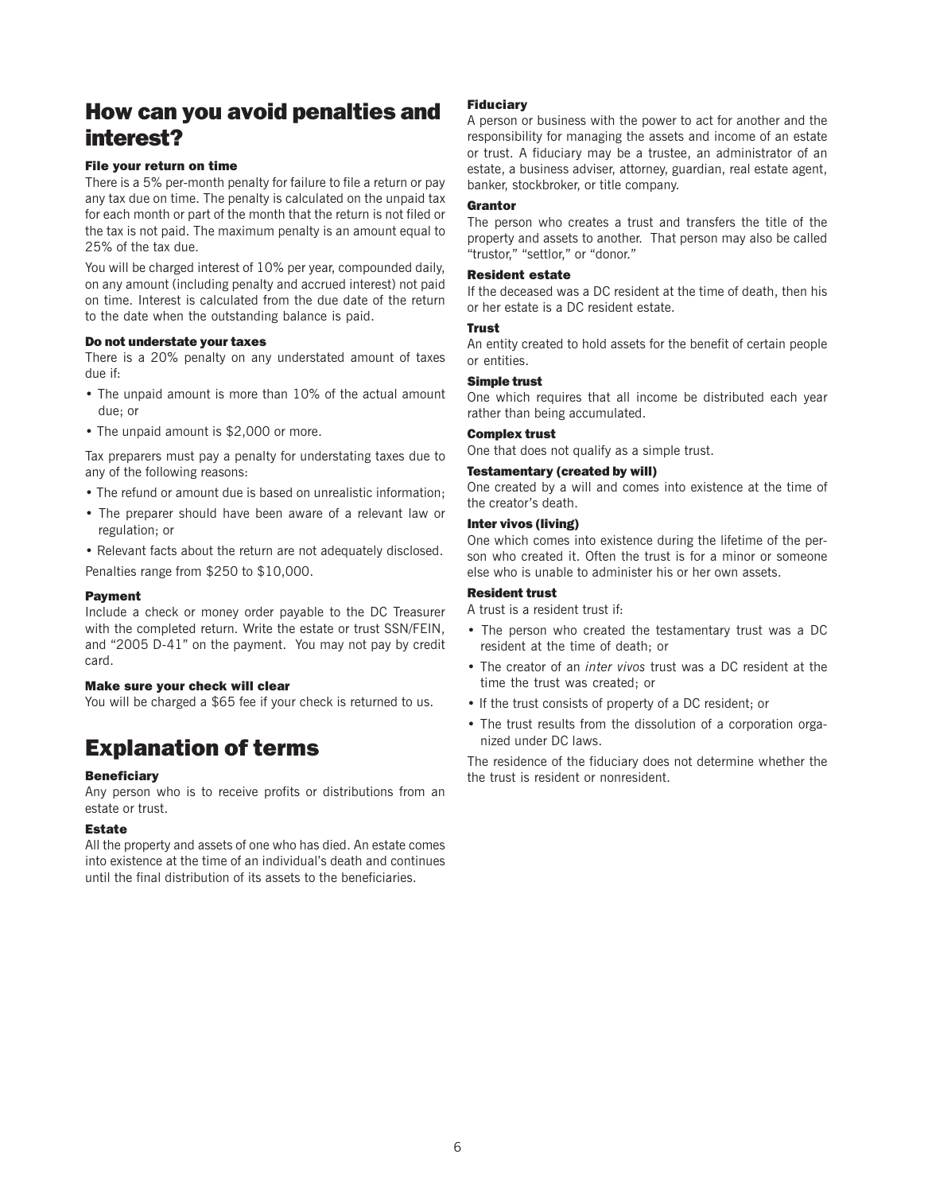## How can you avoid penalties and interest?

#### File your return on time

There is a 5% per-month penalty for failure to file a return or pay any tax due on time. The penalty is calculated on the unpaid tax for each month or part of the month that the return is not filed or the tax is not paid. The maximum penalty is an amount equal to 25% of the tax due.

You will be charged interest of 10% per year, compounded daily, on any amount (including penalty and accrued interest) not paid on time. Interest is calculated from the due date of the return to the date when the outstanding balance is paid.

#### Do not understate your taxes

There is a 20% penalty on any understated amount of taxes due if:

- The unpaid amount is more than 10% of the actual amount due; or
- The unpaid amount is $2,000 or more.

Tax preparers must pay a penalty for understating taxes due to any of the following reasons:

- The refund or amount due is based on unrealistic information;
- The preparer should have been aware of a relevant law or regulation; or
- Relevant facts about the return are not adequately disclosed.

Penalties range from $250 to $10,000.

#### Payment

Include a check or money order payable to the DC Treasurer with the completed return. Write the estate or trust SSN/FEIN, and "2005 D-41" on the payment. You may not pay by credit card.

#### Make sure your check will clear

You will be charged a $65 fee if your check is returned to us.

## Explanation of terms

#### Beneficiary

Any person who is to receive profits or distributions from an estate or trust.

#### Estate

All the property and assets of one who has died. An estate comes into existence at the time of an individual's death and continues until the final distribution of its assets to the beneficiaries.

#### Fiduciary

A person or business with the power to act for another and the responsibility for managing the assets and income of an estate or trust. A fiduciary may be a trustee, an administrator of an estate, a business adviser, attorney, guardian, real estate agent, banker, stockbroker, or title company.

#### Grantor

The person who creates a trust and transfers the title of the property and assets to another. That person may also be called "trustor," "settlor," or "donor."

#### Resident estate

If the deceased was a DC resident at the time of death, then his or her estate is a DC resident estate.

#### Trust

An entity created to hold assets for the benefit of certain people or entities.

#### Simple trust

One which requires that all income be distributed each year rather than being accumulated.

#### Complex trust

One that does not qualify as a simple trust.

#### Testamentary (created by will)

One created by a will and comes into existence at the time of the creator's death.

#### Inter vivos (living)

One which comes into existence during the lifetime of the person who created it. Often the trust is for a minor or someone else who is unable to administer his or her own assets.

#### Resident trust

A trust is a resident trust if:

- The person who created the testamentary trust was a DC resident at the time of death; or
- The creator of an *inter vivos* trust was a DC resident at the time the trust was created; or
- If the trust consists of property of a DC resident; or
- The trust results from the dissolution of a corporation organized under DC laws.

The residence of the fiduciary does not determine whether the the trust is resident or nonresident.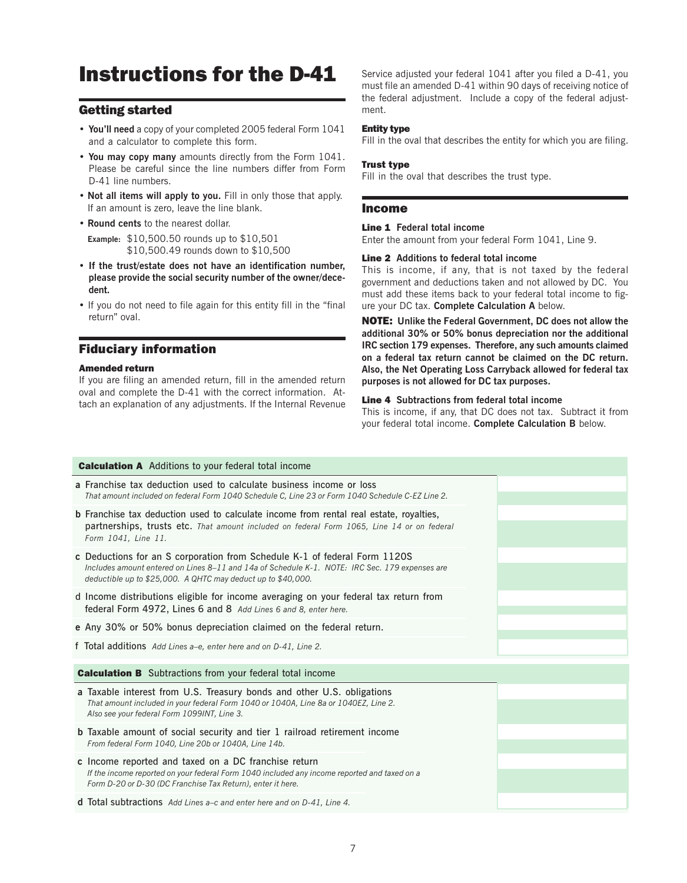# Instructions for the D-41

## Getting started

- **You'll need** a copy of your completed 2005 federal Form 1041 and a calculator to complete this form.
- **You may copy many** amounts directly from the Form 1041. Please be careful since the line numbers differ from Form D-41 line numbers.
- **Not all items will apply to you.** Fill in only those that apply. If an amount is zero, leave the line blank.
- **Round cents** to the nearest dollar.

  **Example:** $10,500.50 rounds up to $10,501
  $10,500.49 rounds down to $10,500
- **If the trust/estate does not have an identification number, please provide the social security number of the owner/decedent.**
- If you do not need to file again for this entity fill in the "final return" oval.

## Fiduciary information

### Amended return

If you are filing an amended return, fill in the amended return oval and complete the D-41 with the correct information. Attach an explanation of any adjustments. If the Internal Revenue Service adjusted your federal 1041 after you filed a D-41, you must file an amended D-41 within 90 days of receiving notice of the federal adjustment. Include a copy of the federal adjustment.

### Entity type

Fill in the oval that describes the entity for which you are filing.

### Trust type

Fill in the oval that describes the trust type.

## Income

**Line 1 Federal total income**

Enter the amount from your federal Form 1041, Line 9.

**Line 2 Additions to federal total income**

This is income, if any, that is not taxed by the federal government and deductions taken and not allowed by DC. You must add these items back to your federal total income to figure your DC tax. **Complete Calculation A** below.

**NOTE: Unlike the Federal Government, DC does not allow the additional 30% or 50% bonus depreciation nor the additional IRC section 179 expenses. Therefore, any such amounts claimed on a federal tax return cannot be claimed on the DC return. Also, the Net Operating Loss Carryback allowed for federal tax purposes is not allowed for DC tax purposes.**

**Line 4 Subtractions from federal total income**

This is income, if any, that DC does not tax. Subtract it from your federal total income. **Complete Calculation B** below.

| **Calculation A** Additions to your federal total income | |
|---|---|
| **a** Franchise tax deduction used to calculate business income or loss *That amount included on federal Form 1040 Schedule C, Line 23 or Form 1040 Schedule C-EZ Line 2.* | |
| **b** Franchise tax deduction used to calculate income from rental real estate, royalties, partnerships, trusts etc. *That amount included on federal Form 1065, Line 14 or on federal Form 1041, Line 11.* | |
| **c** Deductions for an S corporation from Schedule K-1 of federal Form 1120S *Includes amount entered on Lines 8–11 and 14a of Schedule K-1. NOTE: IRC Sec. 179 expenses are deductible up to $25,000. A QHTC may deduct up to $40,000.* | |
| d Income distributions eligible for income averaging on your federal tax return from federal Form 4972, Lines 6 and 8 *Add Lines 6 and 8, enter here.* | |
| **e** Any 30% or 50% bonus depreciation claimed on the federal return. | |
| f Total additions *Add Lines a–e, enter here and on D-41, Line 2.* | |

| **Calculation B** Subtractions from your federal total income | |
|---|---|
| **a** Taxable interest from U.S. Treasury bonds and other U.S. obligations *That amount included in your federal Form 1040 or 1040A, Line 8a or 1040EZ, Line 2. Also see your federal Form 1099INT, Line 3.* | |
| **b** Taxable amount of social security and tier 1 railroad retirement income *From federal Form 1040, Line 20b or 1040A, Line 14b.* | |
| **c** Income reported and taxed on a DC franchise return *If the income reported on your federal Form 1040 included any income reported and taxed on a Form D-20 or D-30 (DC Franchise Tax Return), enter it here.* | |
| **d** Total subtractions *Add Lines a–c and enter here and on D-41, Line 4.* | |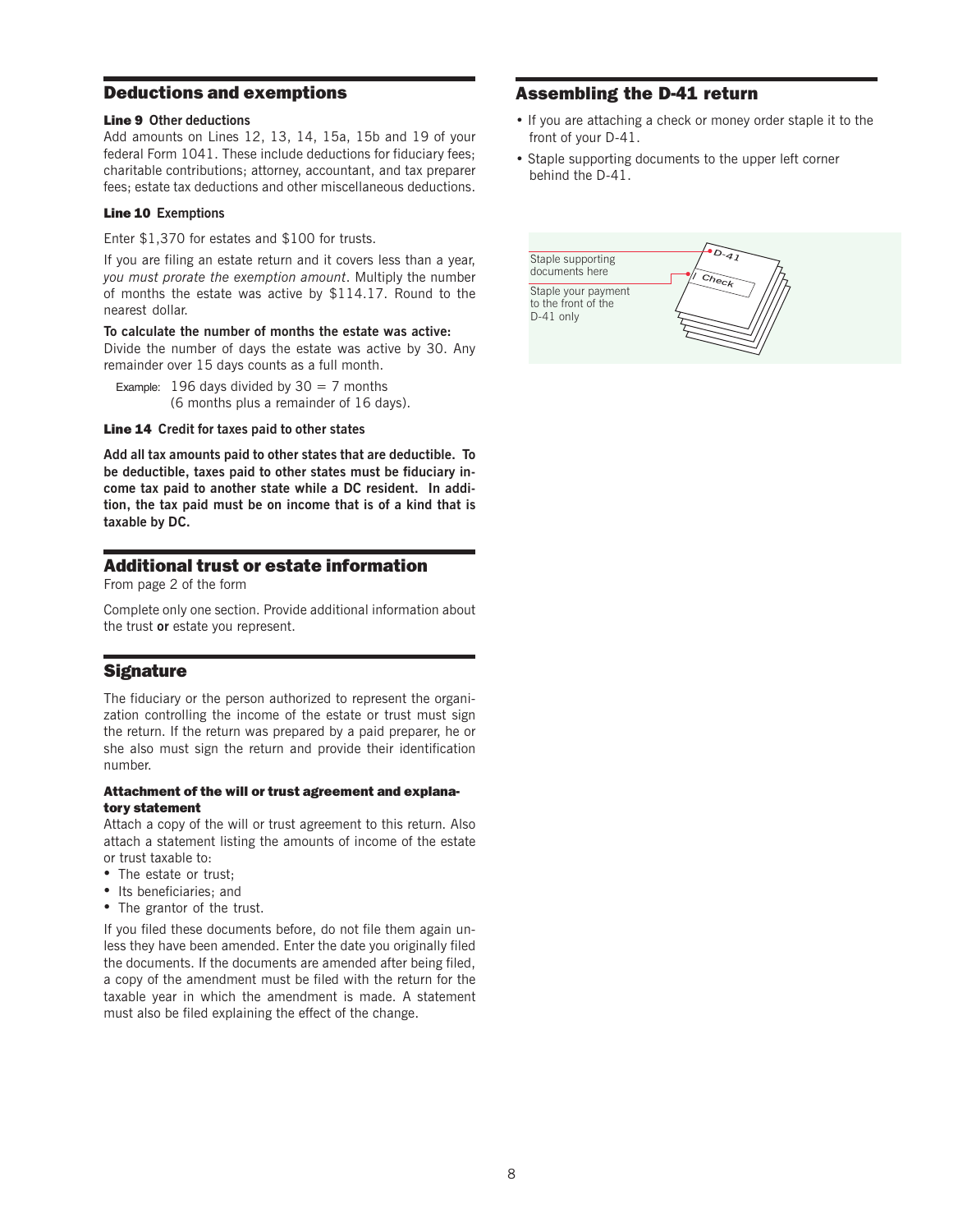## Deductions and exemptions

**Line 9** **Other deductions**
Add amounts on Lines 12, 13, 14, 15a, 15b and 19 of your federal Form 1041. These include deductions for fiduciary fees; charitable contributions; attorney, accountant, and tax preparer fees; estate tax deductions and other miscellaneous deductions.

**Line 10** **Exemptions**

Enter $1,370 for estates and $100 for trusts.

If you are filing an estate return and it covers less than a year, *you must prorate the exemption amount*. Multiply the number of months the estate was active by $114.17. Round to the nearest dollar.

**To calculate the number of months the estate was active:**
Divide the number of days the estate was active by 30. Any remainder over 15 days counts as a full month.

Example: 196 days divided by 30 = 7 months
(6 months plus a remainder of 16 days).

**Line 14** **Credit for taxes paid to other states**

**Add all tax amounts paid to other states that are deductible. To be deductible, taxes paid to other states must be fiduciary income tax paid to another state while a DC resident. In addition, the tax paid must be on income that is of a kind that is taxable by DC.**

## Additional trust or estate information

From page 2 of the form

Complete only one section. Provide additional information about the trust **or** estate you represent.

## Signature

The fiduciary or the person authorized to represent the organization controlling the income of the estate or trust must sign the return. If the return was prepared by a paid preparer, he or she also must sign the return and provide their identification number.

**Attachment of the will or trust agreement and explanatory statement**
Attach a copy of the will or trust agreement to this return. Also attach a statement listing the amounts of income of the estate or trust taxable to:

- The estate or trust;
- Its beneficiaries; and
- The grantor of the trust.

If you filed these documents before, do not file them again unless they have been amended. Enter the date you originally filed the documents. If the documents are amended after being filed, a copy of the amendment must be filed with the return for the taxable year in which the amendment is made. A statement must also be filed explaining the effect of the change.

## Assembling the D-41 return

- If you are attaching a check or money order staple it to the front of your D-41.
- Staple supporting documents to the upper left corner behind the D-41.

Staple supporting documents here

Staple your payment to the front of the D-41 only

D-41

Check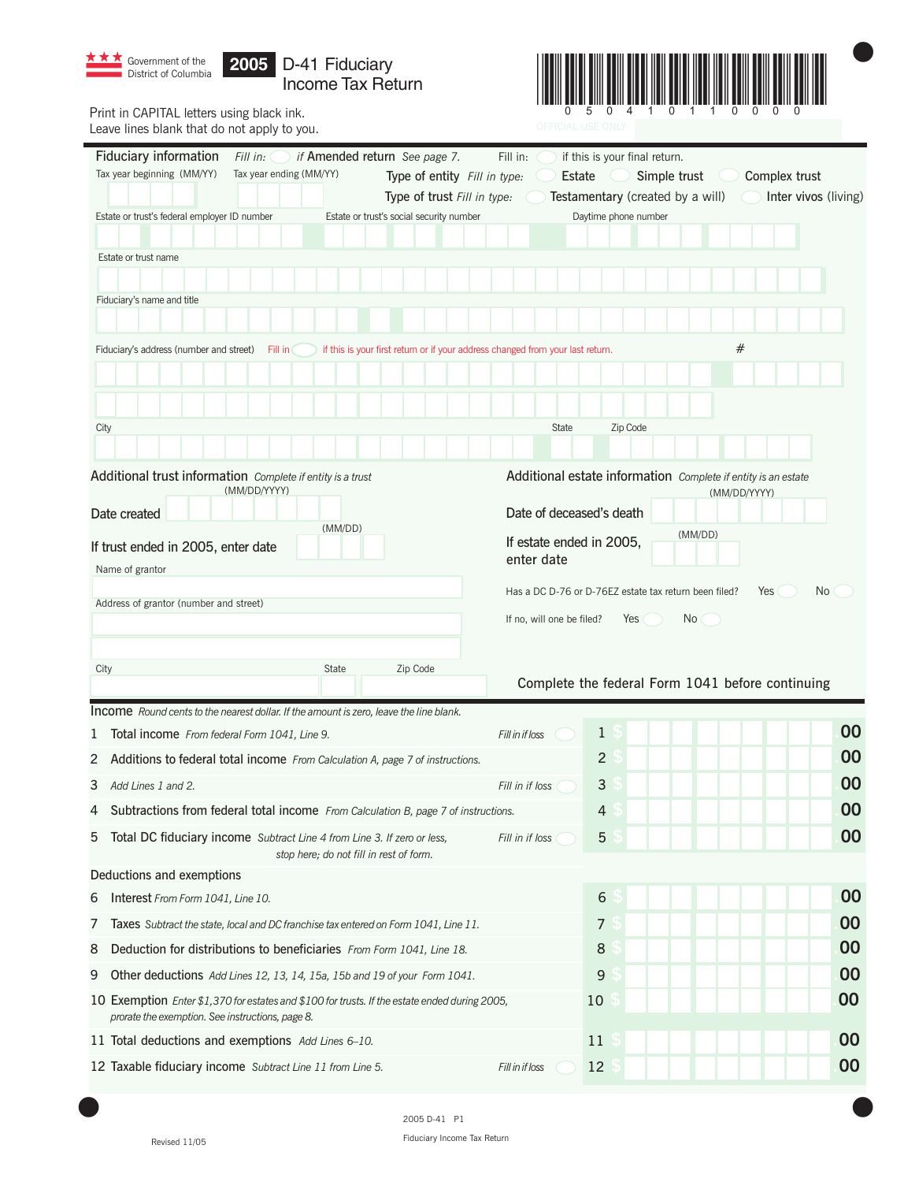Government of the District of Columbia

# 2005 D-41 Fiduciary Income Tax Return

0 5 0 4 1 0 1 1 0 0 0 0

OFFICIAL USE ONLY

Print in CAPITAL letters using black ink.
Leave lines blank that do not apply to you.

## Fiduciary information

Fill in: ○ *if* **Amended return** *See page 7.*

Fill in: ○ if this is your final return.

Tax year beginning (MM/YY)

Tax year ending (MM/YY)

Type of entity *Fill in type:* ○ Estate ○ Simple trust ○ Complex trust

Type of trust *Fill in type:* ○ Testamentary (created by a will) ○ Inter vivos (living)

Estate or trust's federal employer ID number

Estate or trust's social security number

Daytime phone number

Estate or trust name

Fiduciary's name and title

Fiduciary's address (number and street) Fill in ○ if this is your first return or if your address changed from your last return. #

City State Zip Code

## Additional trust information *Complete if entity is a trust*

Date created (MM/DD/YYYY)

If trust ended in 2005, enter date (MM/DD)

Name of grantor

Address of grantor (number and street)

City State Zip Code

## Additional estate information *Complete if entity is an estate*

Date of deceased's death (MM/DD/YYYY)

If estate ended in 2005, enter date (MM/DD)

Has a DC D-76 or D-76EZ estate tax return been filed? Yes ○ No ○

If no, will one be filed? Yes ○ No ○

**Complete the federal Form 1041 before continuing**

## Income

*Round cents to the nearest dollar. If the amount is zero, leave the line blank.*

1 **Total income** *From federal Form 1041, Line 9.* *Fill in if loss* ○ **1** $ .00

2 **Additions to federal total income** *From Calculation A, page 7 of instructions.* **2** $ .00

3 *Add Lines 1 and 2.* *Fill in if loss* ○ **3** $ .00

4 **Subtractions from federal total income** *From Calculation B, page 7 of instructions.* **4** $ .00

5 **Total DC fiduciary income** *Subtract Line 4 from Line 3. If zero or less, stop here; do not fill in rest of form.* *Fill in if loss* ○ **5** $ .00

### Deductions and exemptions

6 **Interest** *From Form 1041, Line 10.* **6** $ .00

7 **Taxes** *Subtract the state, local and DC franchise tax entered on Form 1041, Line 11.* **7** $ .00

8 **Deduction for distributions to beneficiaries** *From Form 1041, Line 18.* **8** $ .00

9 **Other deductions** *Add Lines 12, 13, 14, 15a, 15b and 19 of your Form 1041.* **9** $ .00

10 **Exemption** *Enter $1,370 for estates and $100 for trusts. If the estate ended during 2005, prorate the exemption. See instructions, page 8.* **10** $ .00

11 **Total deductions and exemptions** *Add Lines 6–10.* **11** $ .00

12 **Taxable fiduciary income** *Subtract Line 11 from Line 5.* *Fill in if loss* ○ **12** $ .00

2005 D-41 P1

Fiduciary Income Tax Return

Revised 11/05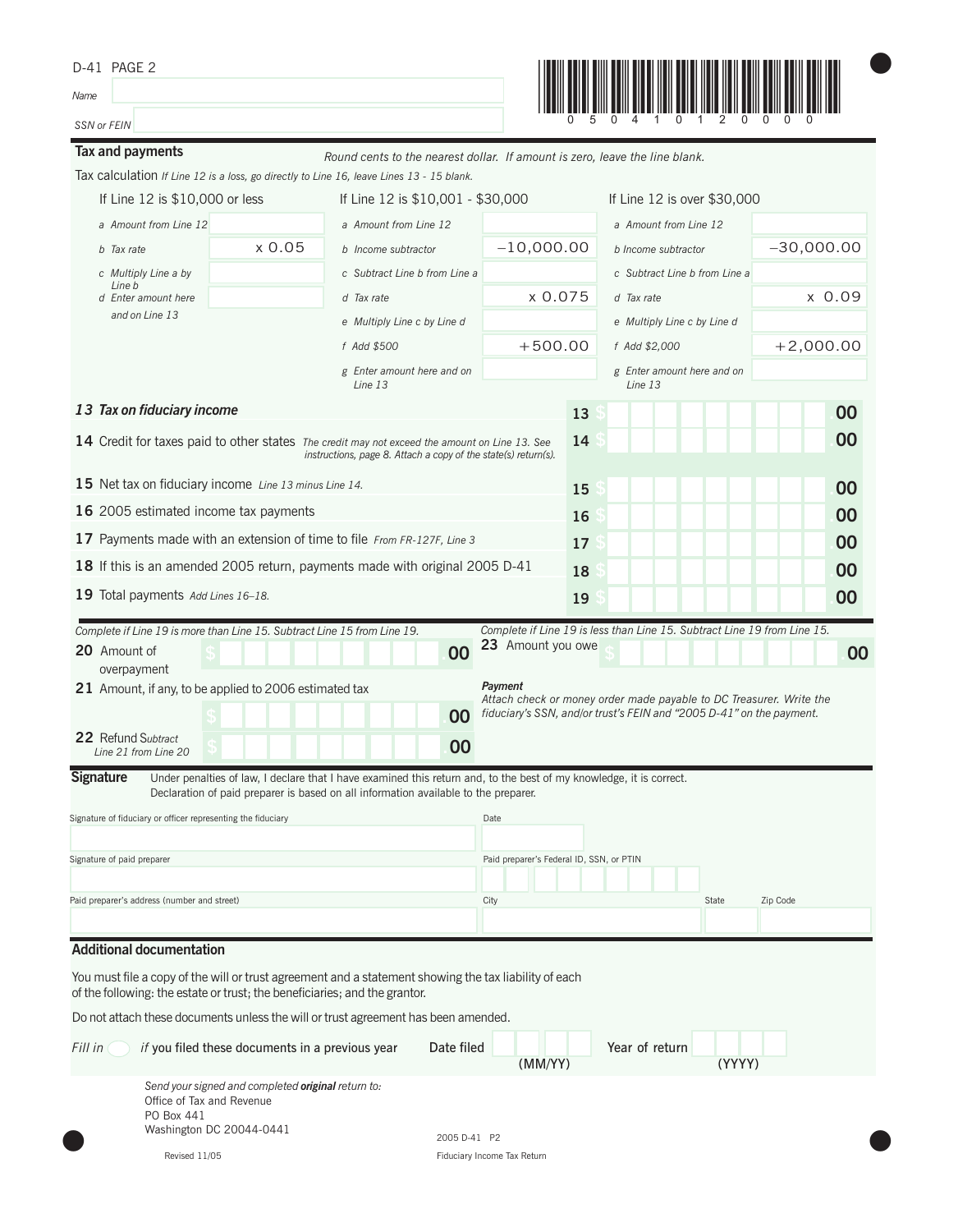D-41 PAGE 2

Name

SSN or FEIN

0 5 0 4 1 0 1 2 0 0 0 0

## Tax and payments

*Round cents to the nearest dollar. If amount is zero, leave the line blank.*

Tax calculation *If Line 12 is a loss, go directly to Line 16, leave Lines 13 - 15 blank.*

| If Line 12 is $10,000 or less | | If Line 12 is $10,001 - $30,000 | | If Line 12 is over $30,000 | |
|---|---|---|---|---|---|
| *a Amount from Line 12* | | *a Amount from Line 12* | | *a Amount from Line 12* | |
| *b Tax rate* | x 0.05 | *b Income subtractor* | –10,000.00 | *b Income subtractor* | –30,000.00 |
| *c Multiply Line a by Line b* | | *c Subtract Line b from Line a* | | *c Subtract Line b from Line a* | |
| *d Enter amount here and on Line 13* | | *d Tax rate* | x 0.075 | *d Tax rate* | x 0.09 |
| | | *e Multiply Line c by Line d* | | *e Multiply Line c by Line d* | |
| | | *f Add $500* | +500.00 | *f Add $2,000* | +2,000.00 |
| | | *g Enter amount here and on Line 13* | | *g Enter amount here and on Line 13* | |

**13** ***Tax on fiduciary income*** — 13 $ .00

**14** Credit for taxes paid to other states *The credit may not exceed the amount on Line 13. See instructions, page 8. Attach a copy of the state(s) return(s).* — 14 $ .00

**15** Net tax on fiduciary income *Line 13 minus Line 14.* — 15 $ .00

**16** 2005 estimated income tax payments — 16 $ .00

**17** Payments made with an extension of time to file *From FR-127F, Line 3* — 17 $ .00

**18** If this is an amended 2005 return, payments made with original 2005 D-41 — 18 $ .00

**19** Total payments *Add Lines 16–18.* — 19 $ .00

*Complete if Line 19 is more than Line 15. Subtract Line 15 from Line 19.*

**20** Amount of overpayment $ .00

**21** Amount, if any, to be applied to 2006 estimated tax $ .00

**22** Refund *Subtract Line 21 from Line 20* $ .00

*Complete if Line 19 is less than Line 15. Subtract Line 19 from Line 15.*

**23** Amount you owe $ .00

***Payment***
*Attach check or money order made payable to DC Treasurer. Write the fiduciary's SSN, and/or trust's FEIN and "2005 D-41" on the payment.*

## Signature

Under penalties of law, I declare that I have examined this return and, to the best of my knowledge, it is correct. Declaration of paid preparer is based on all information available to the preparer.

Signature of fiduciary or officer representing the fiduciary | Date

Signature of paid preparer | Paid preparer's Federal ID, SSN, or PTIN

Paid preparer's address (number and street) | City | State | Zip Code

## Additional documentation

You must file a copy of the will or trust agreement and a statement showing the tax liability of each of the following: the estate or trust; the beneficiaries; and the grantor.

Do not attach these documents unless the will or trust agreement has been amended.

*Fill in* ◯ *if* you filed these documents in a previous year   Date filed (MM/YY)   Year of return (YYYY)

*Send your signed and completed* ***original*** *return to:*
Office of Tax and Revenue
PO Box 441
Washington DC 20044-0441

Revised 11/05

2005 D-41 P2
Fiduciary Income Tax Return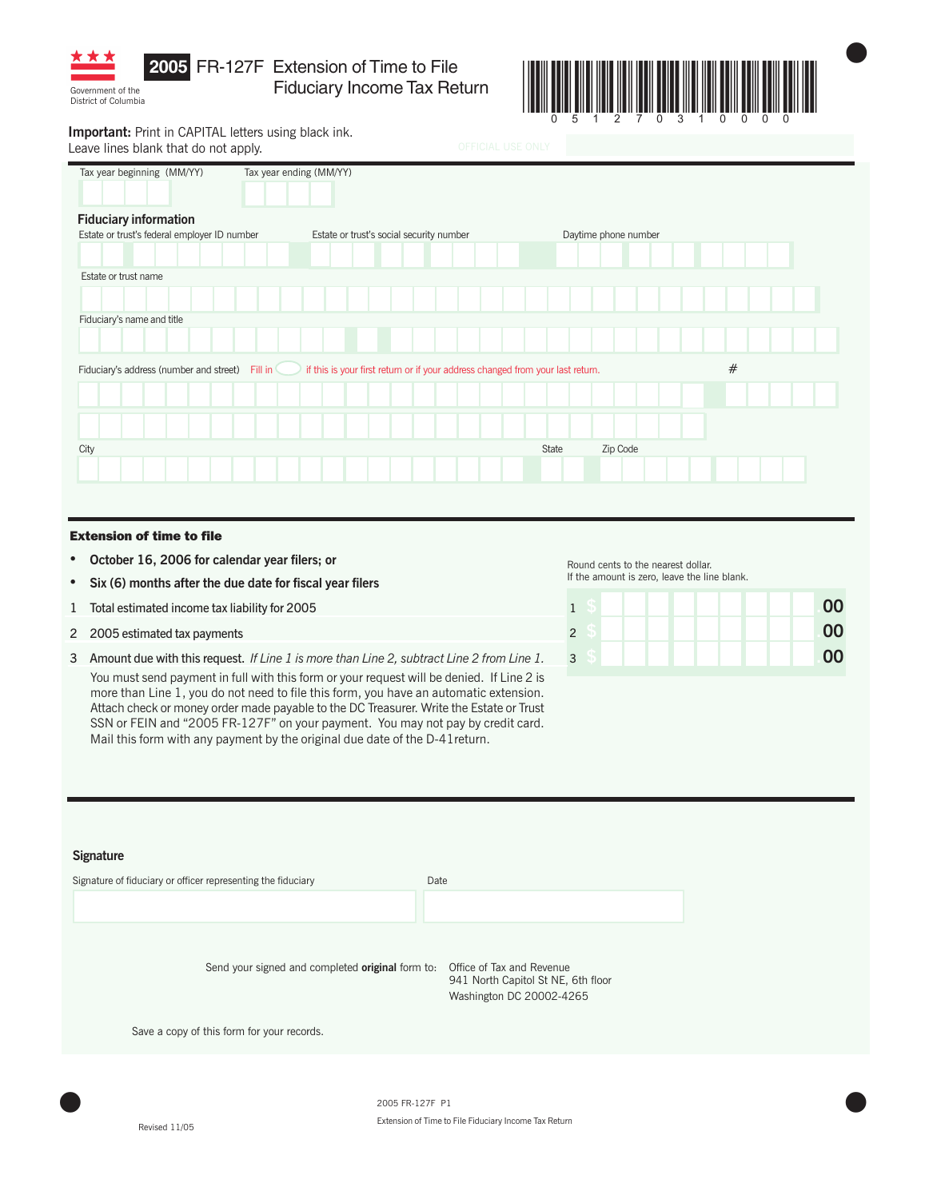# 2005 FR-127F Extension of Time to File Fiduciary Income Tax Return

Government of the District of Columbia

0 5 1 2 7 0 3 1 0 0 0 0

**Important:** Print in CAPITAL letters using black ink.
Leave lines blank that do not apply.

OFFICIAL USE ONLY

Tax year beginning (MM/YY) Tax year ending (MM/YY)

## Fiduciary information

Estate or trust's federal employer ID number | Estate or trust's social security number | Daytime phone number

Estate or trust name

Fiduciary's name and title

Fiduciary's address (number and street) Fill in ◯ if this is your first return or if your address changed from your last return. #

City | State | Zip Code

## Extension of time to file

- **October 16, 2006 for calendar year filers; or**
- **Six (6) months after the due date for fiscal year filers**

Round cents to the nearest dollar.
If the amount is zero, leave the line blank.

| | | | |
|---|---|---|---|
| 1 | Total estimated income tax liability for 2005 | 1 $ | .00 |
| 2 | 2005 estimated tax payments | 2 $ | .00 |
| 3 | Amount due with this request. *If Line 1 is more than Line 2, subtract Line 2 from Line 1.* | 3 $ | .00 |

You must send payment in full with this form or your request will be denied. If Line 2 is more than Line 1, you do not need to file this form, you have an automatic extension. Attach check or money order made payable to the DC Treasurer. Write the Estate or Trust SSN or FEIN and "2005 FR-127F" on your payment. You may not pay by credit card. Mail this form with any payment by the original due date of the D-41return.

## Signature

Signature of fiduciary or officer representing the fiduciary | Date

Send your signed and completed **original** form to: Office of Tax and Revenue
941 North Capitol St NE, 6th floor
Washington DC 20002-4265

Save a copy of this form for your records.

Revised 11/05

2005 FR-127F P1
Extension of Time to File Fiduciary Income Tax Return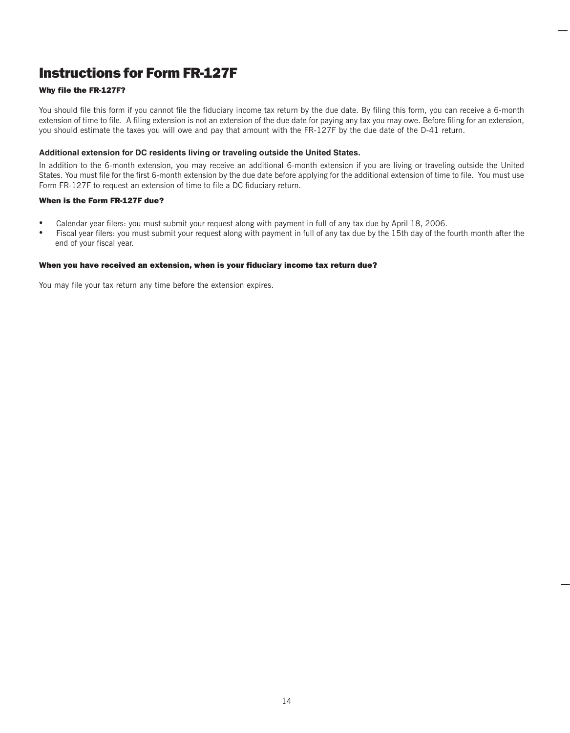# Instructions for Form FR-127F

### Why file the FR-127F?

You should file this form if you cannot file the fiduciary income tax return by the due date. By filing this form, you can receive a 6-month extension of time to file. A filing extension is not an extension of the due date for paying any tax you may owe. Before filing for an extension, you should estimate the taxes you will owe and pay that amount with the FR-127F by the due date of the D-41 return.

### Additional extension for DC residents living or traveling outside the United States.

In addition to the 6-month extension, you may receive an additional 6-month extension if you are living or traveling outside the United States. You must file for the first 6-month extension by the due date before applying for the additional extension of time to file. You must use Form FR-127F to request an extension of time to file a DC fiduciary return.

### When is the Form FR-127F due?

- Calendar year filers: you must submit your request along with payment in full of any tax due by April 18, 2006.
- Fiscal year filers: you must submit your request along with payment in full of any tax due by the 15th day of the fourth month after the end of your fiscal year.

### When you have received an extension, when is your fiduciary income tax return due?

You may file your tax return any time before the extension expires.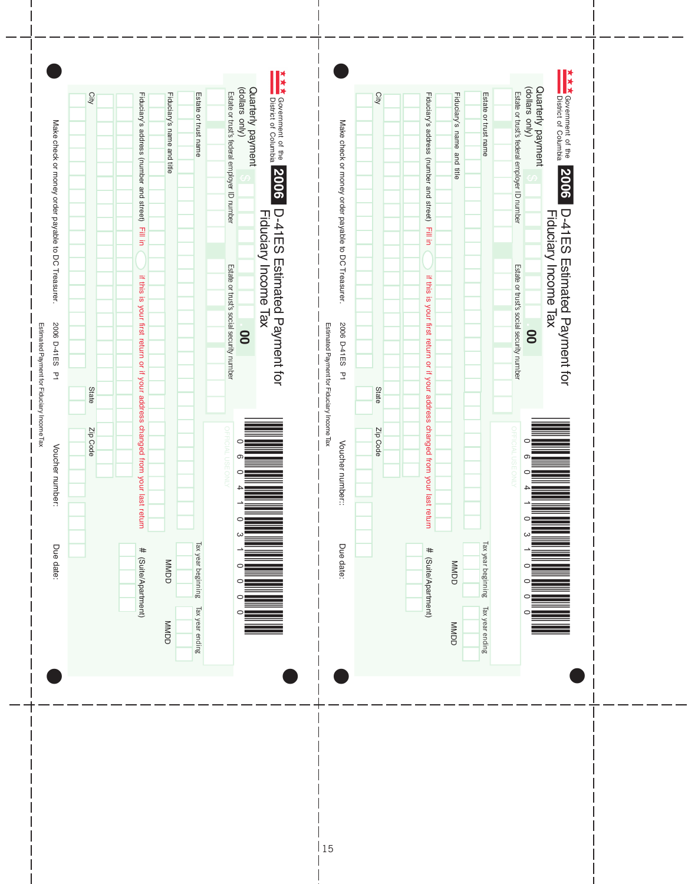Government of the District of Columbia

# 2006 D-41ES Estimated Payment for Fiduciary Income Tax

Quarterly payment (dollars only) $ .00

Estate or trust's federal employer ID number

Estate or trust's social security number

OFFICIAL USE ONLY

0 6 0 4 1 0 3 1 0 0 0 0 0

Estate or trust name

Tax year beginning MMDD

Tax year ending MMDD

Fiduciary's name and title

Fiduciary's address (number and street) Fill in ◯ if this is your first return or if your address changed from your last return

\# (Suite/Apartment)

City

State

Zip Code

Make check or money order payable to DC Treasurer.

Voucher number::

Due date:

2006 D-41ES P1

Estimated Payment for Fiduciary Income Tax

---

Government of the District of Columbia

# 2006 D-41ES Estimated Payment for Fiduciary Income Tax

Quarterly payment (dollars only) $ .00

Estate or trust's federal employer ID number

Estate or trust's social security number

OFFICIAL USE ONLY

0 6 0 4 1 0 3 1 0 0 0 0 0

Estate or trust name

Tax year beginning MMDD

Tax year ending MMDD

Fiduciary's name and title

Fiduciary's address (number and street) Fill in ◯ if this is your first return or if your address changed from your last return

\# (Suite/Apartment)

City

State

Zip Code

Make check or money order payable to DC Treasurer.

Voucher number:

Due date:

2006 D-41ES P1

Estimated Payment for Fiduciary Income Tax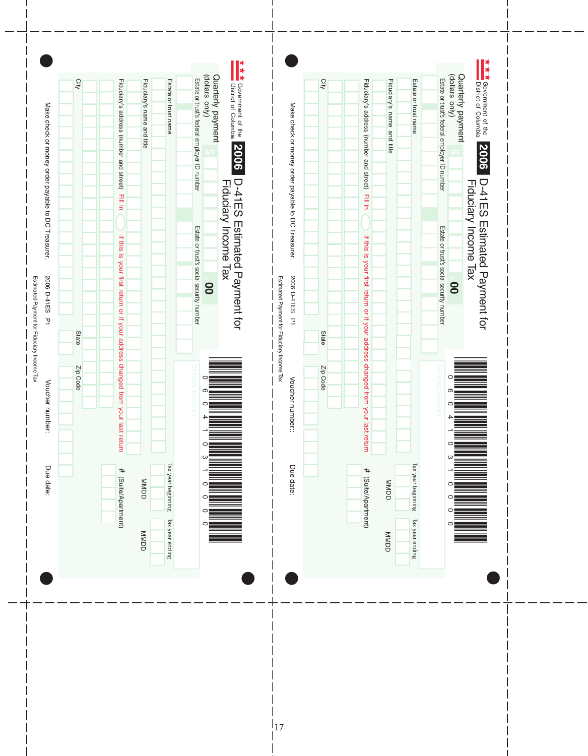Government of the District of Columbia

# 2006 D-41ES Estimated Payment for Fiduciary Income Tax

Quarterly payment (dollars only) $ .00

Estate or trust's federal employer ID number

Estate or trust's social security number

OFFICIAL USE ONLY

0 6 0 4 1 0 3 1 0 0 0 0 0

Estate or trust name

Tax year beginning MMDD

Tax year ending MMDD

Fiduciary's name and title

Fiduciary's address (number and street) Fill in ◯ if this is your first return or if your address changed from your last return

# (Suite/Apartment)

City

State

Zip Code

Make check or money order payable to DC Treasurer.

Voucher number:

Due date:

2006 D-41ES P1

Estimated Payment for Fiduciary Income Tax

---

Government of the District of Columbia

# 2006 D-41ES Estimated Payment for Fiduciary Income Tax

Quarterly payment (dollars only) $ .00

Estate or trust's federal employer ID number

Estate or trust's social security number

OFFICIAL USE ONLY

0 6 0 4 1 0 3 1 0 0 0 0 0

Estate or trust name

Tax year beginning MMDD

Tax year ending MMDD

Fiduciary's name and title

Fiduciary's address (number and street) Fill in ◯ if this is your first return or if your address changed from your last return

# (Suite/Apartment)

City

State

Zip Code

Make check or money order payable to DC Treasurer.

Voucher number:

Due date:

2006 D-41ES P1

Estimated Payment for Fiduciary Income Tax